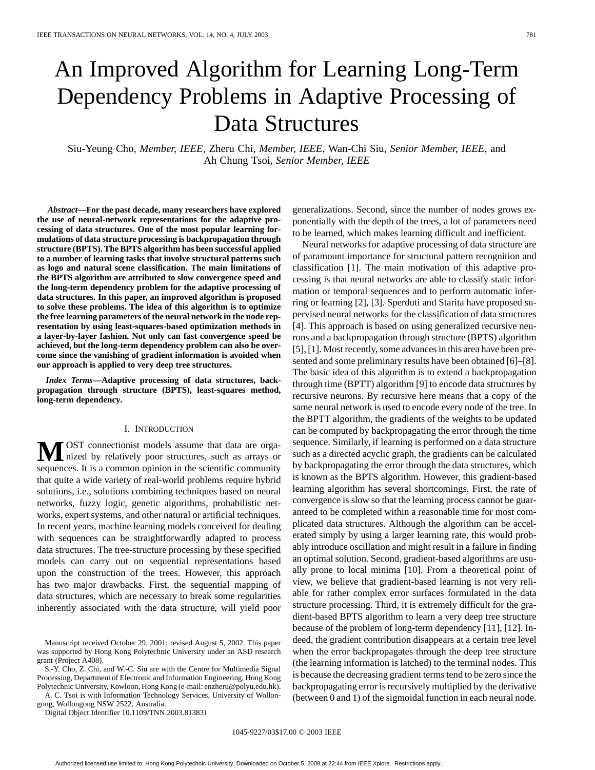# An Improved Algorithm for Learning Long-Term Dependency Problems in Adaptive Processing of Data Structures

Siu-Yeung Cho, *Member, IEEE*, Zheru Chi, *Member, IEEE*, Wan-Chi Siu, *Senior Member, IEEE*, and Ah Chung Tsoi, *Senior Member, IEEE*

***Abstract*—For the past decade, many researchers have explored the use of neural-network representations for the adaptive processing of data structures. One of the most popular learning formulations of data structure processing is backpropagation through structure (BPTS). The BPTS algorithm has been successful applied to a number of learning tasks that involve structural patterns such as logo and natural scene classification. The main limitations of the BPTS algorithm are attributed to slow convergence speed and the long-term dependency problem for the adaptive processing of data structures. In this paper, an improved algorithm is proposed to solve these problems. The idea of this algorithm is to optimize the free learning parameters of the neural network in the node representation by using least-squares-based optimization methods in a layer-by-layer fashion. Not only can fast convergence speed be achieved, but the long-term dependency problem can also be overcome since the vanishing of gradient information is avoided when our approach is applied to very deep tree structures.**

***Index Terms*—Adaptive processing of data structures, backpropagation through structure (BPTS), least-squares method, long-term dependency.**

## I. Introduction

Most connectionist models assume that data are organized by relatively poor structures, such as arrays or sequences. It is a common opinion in the scientific community that quite a wide variety of real-world problems require hybrid solutions, i.e., solutions combining techniques based on neural networks, fuzzy logic, genetic algorithms, probabilistic networks, expert systems, and other natural or artificial techniques. In recent years, machine learning models conceived for dealing with sequences can be straightforwardly adapted to process data structures. The tree-structure processing by these specified models can carry out on sequential representations based upon the construction of the trees. However, this approach has two major drawbacks. First, the sequential mapping of data structures, which are necessary to break some regularities inherently associated with the data structure, will yield poor generalizations. Second, since the number of nodes grows exponentially with the depth of the trees, a lot of parameters need to be learned, which makes learning difficult and inefficient.

Neural networks for adaptive processing of data structure are of paramount importance for structural pattern recognition and classification [1]. The main motivation of this adaptive processing is that neural networks are able to classify static information or temporal sequences and to perform automatic inferring or learning [2], [3]. Sperduti and Starita have proposed supervised neural networks for the classification of data structures [4]. This approach is based on using generalized recursive neurons and a backpropagation through structure (BPTS) algorithm [5], [1]. Most recently, some advances in this area have been presented and some preliminary results have been obtained [6]–[8]. The basic idea of this algorithm is to extend a backpropagation through time (BPTT) algorithm [9] to encode data structures by recursive neurons. By recursive here means that a copy of the same neural network is used to encode every node of the tree. In the BPTT algorithm, the gradients of the weights to be updated can be computed by backpropagating the error through the time sequence. Similarly, if learning is performed on a data structure such as a directed acyclic graph, the gradients can be calculated by backpropagating the error through the data structures, which is known as the BPTS algorithm. However, this gradient-based learning algorithm has several shortcomings. First, the rate of convergence is slow so that the learning process cannot be guaranteed to be completed within a reasonable time for most complicated data structures. Although the algorithm can be accelerated simply by using a larger learning rate, this would probably introduce oscillation and might result in a failure in finding an optimal solution. Second, gradient-based algorithms are usually prone to local minima [10]. From a theoretical point of view, we believe that gradient-based learning is not very reliable for rather complex error surfaces formulated in the data structure processing. Third, it is extremely difficult for the gradient-based BPTS algorithm to learn a very deep tree structure because of the problem of long-term dependency [11], [12]. Indeed, the gradient contribution disappears at a certain tree level when the error backpropagates through the deep tree structure (the learning information is latched) to the terminal nodes. This is because the decreasing gradient terms tend to be zero since the backpropagating error is recursively multiplied by the derivative (between 0 and 1) of the sigmoidal function in each neural node.

Manuscript received October 29, 2001; revised August 5, 2002. This paper was supported by Hong Kong Polytechnic University under an ASD research grant (Project A408).

S.-Y. Cho, Z. Chi, and W.-C. Siu are with the Centre for Multimedia Signal Processing, Department of Electronic and Information Engineering, Hong Kong Polytechnic University, Kowloon, Hong Kong (e-mail: enzheru@polyu.edu.hk).

A. C. Tsoi is with Information Technology Services, University of Wollongong, Wollongong NSW 2522, Australia.

Digital Object Identifier 10.1109/TNN.2003.813831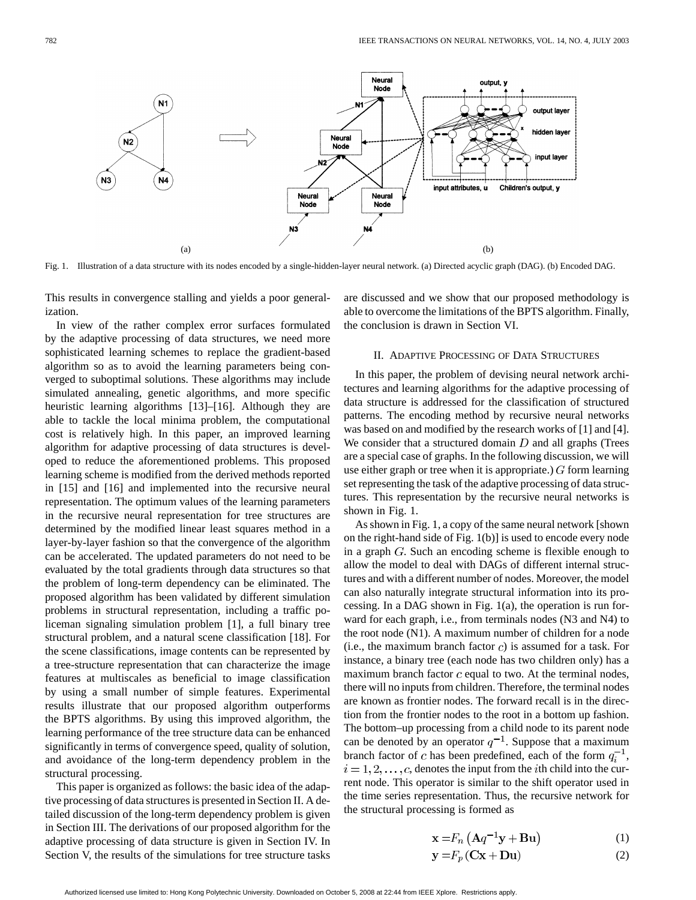Fig. 1. Illustration of a data structure with its nodes encoded by a single-hidden-layer neural network. (a) Directed acyclic graph (DAG). (b) Encoded DAG.

This results in convergence stalling and yields a poor generalization.

In view of the rather complex error surfaces formulated by the adaptive processing of data structures, we need more sophisticated learning schemes to replace the gradient-based algorithm so as to avoid the learning parameters being converged to suboptimal solutions. These algorithms may include simulated annealing, genetic algorithms, and more specific heuristic learning algorithms [13]–[16]. Although they are able to tackle the local minima problem, the computational cost is relatively high. In this paper, an improved learning algorithm for adaptive processing of data structures is developed to reduce the aforementioned problems. This proposed learning scheme is modified from the derived methods reported in [15] and [16] and implemented into the recursive neural representation. The optimum values of the learning parameters in the recursive neural representation for tree structures are determined by the modified linear least squares method in a layer-by-layer fashion so that the convergence of the algorithm can be accelerated. The updated parameters do not need to be evaluated by the total gradients through data structures so that the problem of long-term dependency can be eliminated. The proposed algorithm has been validated by different simulation problems in structural representation, including a traffic policeman signaling simulation problem [1], a full binary tree structural problem, and a natural scene classification [18]. For the scene classifications, image contents can be represented by a tree-structure representation that can characterize the image features at multiscales as beneficial to image classification by using a small number of simple features. Experimental results illustrate that our proposed algorithm outperforms the BPTS algorithms. By using this improved algorithm, the learning performance of the tree structure data can be enhanced significantly in terms of convergence speed, quality of solution, and avoidance of the long-term dependency problem in the structural processing.

This paper is organized as follows: the basic idea of the adaptive processing of data structures is presented in Section II. A detailed discussion of the long-term dependency problem is given in Section III. The derivations of our proposed algorithm for the adaptive processing of data structure is given in Section IV. In Section V, the results of the simulations for tree structure tasks are discussed and we show that our proposed methodology is able to overcome the limitations of the BPTS algorithm. Finally, the conclusion is drawn in Section VI.

## II. Adaptive Processing of Data Structures

In this paper, the problem of devising neural network architectures and learning algorithms for the adaptive processing of data structure is addressed for the classification of structured patterns. The encoding method by recursive neural networks was based on and modified by the research works of [1] and [4]. We consider that a structured domain $D$ and all graphs (Trees are a special case of graphs. In the following discussion, we will use either graph or tree when it is appropriate.) $G$ form learning set representing the task of the adaptive processing of data structures. This representation by the recursive neural networks is shown in Fig. 1.

As shown in Fig. 1, a copy of the same neural network [shown on the right-hand side of Fig. 1(b)] is used to encode every node in a graph $G$. Such an encoding scheme is flexible enough to allow the model to deal with DAGs of different internal structures and with a different number of nodes. Moreover, the model can also naturally integrate structural information into its processing. In a DAG shown in Fig. 1(a), the operation is run forward for each graph, i.e., from terminals nodes (N3 and N4) to the root node (N1). A maximum number of children for a node (i.e., the maximum branch factor $c$) is assumed for a task. For instance, a binary tree (each node has two children only) has a maximum branch factor $c$ equal to two. At the terminal nodes, there will no inputs from children. Therefore, the terminal nodes are known as frontier nodes. The forward recall is in the direction from the frontier nodes to the root in a bottom up fashion. The bottom–up processing from a child node to its parent node can be denoted by an operator $q^{-1}$. Suppose that a maximum branch factor of $c$ has been predefined, each of the form $q_i^{-1}$, $i = 1, 2, \ldots, c$, denotes the input from the $i$th child into the current node. This operator is similar to the shift operator used in the time series representation. Thus, the recursive network for the structural processing is formed as

$$\mathbf{x} = F_n\left(\mathbf{A}q^{-1}\mathbf{y} + \mathbf{B}\mathbf{u}\right) \quad (1)$$

$$\mathbf{y} = F_p\left(\mathbf{C}\mathbf{x} + \mathbf{D}\mathbf{u}\right) \quad (2)$$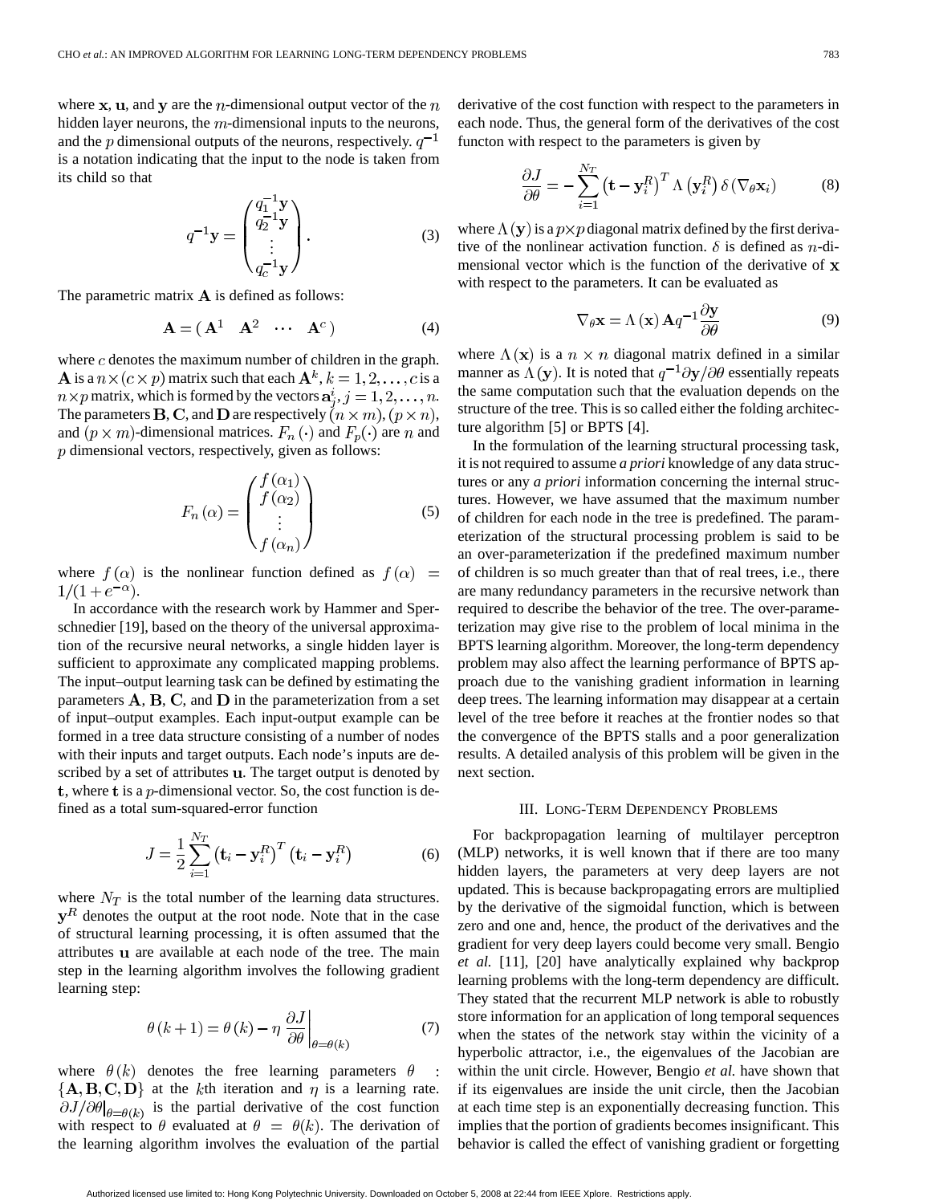where $\mathbf{x}$, $\mathbf{u}$, and $\mathbf{y}$ are the $n$-dimensional output vector of the $n$ hidden layer neurons, the $m$-dimensional inputs to the neurons, and the $p$ dimensional outputs of the neurons, respectively. $q^{-1}$ is a notation indicating that the input to the node is taken from its child so that

$$q^{-1}\mathbf{y} = \begin{pmatrix} q_1^{-1}\mathbf{y} \\ q_2^{-1}\mathbf{y} \\ \vdots \\ q_c^{-1}\mathbf{y} \end{pmatrix}. \tag{3}$$

The parametric matrix $\mathbf{A}$ is defined as follows:

$$\mathbf{A} = \left( \mathbf{A}^1 \quad \mathbf{A}^2 \quad \cdots \quad \mathbf{A}^c \right) \tag{4}$$

where $c$ denotes the maximum number of children in the graph. $\mathbf{A}$ is a $n \times (c \times p)$ matrix such that each $\mathbf{A}^k$, $k = 1, 2, \ldots, c$ is a $n \times p$ matrix, which is formed by the vectors $\mathbf{a}_j^i$, $j = 1, 2, \ldots, n$. The parameters $\mathbf{B}$, $\mathbf{C}$, and $\mathbf{D}$ are respectively $(n \times m)$, $(p \times n)$, and $(p \times m)$-dimensional matrices. $F_n(\cdot)$ and $F_p(\cdot)$ are $n$ and $p$ dimensional vectors, respectively, given as follows:

$$F_n(\alpha) = \begin{pmatrix} f(\alpha_1) \\ f(\alpha_2) \\ \vdots \\ f(\alpha_n) \end{pmatrix} \tag{5}$$

where $f(\alpha)$ is the nonlinear function defined as $f(\alpha) = 1/(1 + e^{-\alpha})$.

In accordance with the research work by Hammer and Sperschnedier [19], based on the theory of the universal approximation of the recursive neural networks, a single hidden layer is sufficient to approximate any complicated mapping problems. The input–output learning task can be defined by estimating the parameters $\mathbf{A}$, $\mathbf{B}$, $\mathbf{C}$, and $\mathbf{D}$ in the parameterization from a set of input–output examples. Each input-output example can be formed in a tree data structure consisting of a number of nodes with their inputs and target outputs. Each node's inputs are described by a set of attributes $\mathbf{u}$. The target output is denoted by $\mathbf{t}$, where $\mathbf{t}$ is a $p$-dimensional vector. So, the cost function is defined as a total sum-squared-error function

$$J = \frac{1}{2} \sum_{i=1}^{N_T} \left( \mathbf{t}_i - \mathbf{y}_i^R \right)^T \left( \mathbf{t}_i - \mathbf{y}_i^R \right) \tag{6}$$

where $N_T$ is the total number of the learning data structures. $\mathbf{y}^R$ denotes the output at the root node. Note that in the case of structural learning processing, it is often assumed that the attributes $\mathbf{u}$ are available at each node of the tree. The main step in the learning algorithm involves the following gradient learning step:

$$\theta(k+1) = \theta(k) - \eta \left. \frac{\partial J}{\partial \theta} \right|_{\theta = \theta(k)} \tag{7}$$

where $\theta(k)$ denotes the free learning parameters $\theta$ : $\{\mathbf{A}, \mathbf{B}, \mathbf{C}, \mathbf{D}\}$ at the $k$th iteration and $\eta$ is a learning rate. $\partial J / \partial \theta |_{\theta = \theta(k)}$ is the partial derivative of the cost function with respect to $\theta$ evaluated at $\theta = \theta(k)$. The derivation of the learning algorithm involves the evaluation of the partial derivative of the cost function with respect to the parameters in each node. Thus, the general form of the derivatives of the cost functon with respect to the parameters is given by

$$\frac{\partial J}{\partial \theta} = -\sum_{i=1}^{N_T} \left( \mathbf{t} - \mathbf{y}_i^R \right)^T \Lambda \left( \mathbf{y}_i^R \right) \delta \left( \nabla_\theta \mathbf{x}_i \right) \tag{8}$$

where $\Lambda(\mathbf{y})$ is a $p \times p$ diagonal matrix defined by the first derivative of the nonlinear activation function. $\delta$ is defined as $n$-dimensional vector which is the function of the derivative of $\mathbf{x}$ with respect to the parameters. It can be evaluated as

$$\nabla_\theta \mathbf{x} = \Lambda(\mathbf{x}) \mathbf{A} q^{-1} \frac{\partial \mathbf{y}}{\partial \theta} \tag{9}$$

where $\Lambda(\mathbf{x})$ is a $n \times n$ diagonal matrix defined in a similar manner as $\Lambda(\mathbf{y})$. It is noted that $q^{-1} \partial \mathbf{y} / \partial \theta$ essentially repeats the same computation such that the evaluation depends on the structure of the tree. This is so called either the folding architecture algorithm [5] or BPTS [4].

In the formulation of the learning structural processing task, it is not required to assume *a priori* knowledge of any data structures or any *a priori* information concerning the internal structures. However, we have assumed that the maximum number of children for each node in the tree is predefined. The parameterization of the structural processing problem is said to be an over-parameterization if the predefined maximum number of children is so much greater than that of real trees, i.e., there are many redundancy parameters in the recursive network than required to describe the behavior of the tree. The over-parameterization may give rise to the problem of local minima in the BPTS learning algorithm. Moreover, the long-term dependency problem may also affect the learning performance of BPTS approach due to the vanishing gradient information in learning deep trees. The learning information may disappear at a certain level of the tree before it reaches at the frontier nodes so that the convergence of the BPTS stalls and a poor generalization results. A detailed analysis of this problem will be given in the next section.

## III. Long-Term Dependency Problems

For backpropagation learning of multilayer perceptron (MLP) networks, it is well known that if there are too many hidden layers, the parameters at very deep layers are not updated. This is because backpropagating errors are multiplied by the derivative of the sigmoidal function, which is between zero and one and, hence, the product of the derivatives and the gradient for very deep layers could become very small. Bengio *et al.* [11], [20] have analytically explained why backprop learning problems with the long-term dependency are difficult. They stated that the recurrent MLP network is able to robustly store information for an application of long temporal sequences when the states of the network stay within the vicinity of a hyperbolic attractor, i.e., the eigenvalues of the Jacobian are within the unit circle. However, Bengio *et al.* have shown that if its eigenvalues are inside the unit circle, then the Jacobian at each time step is an exponentially decreasing function. This implies that the portion of gradients becomes insignificant. This behavior is called the effect of vanishing gradient or forgetting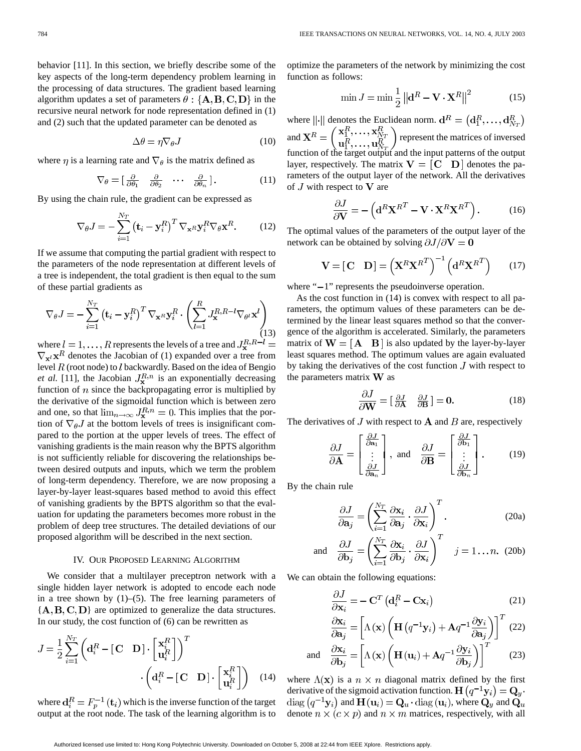behavior [11]. In this section, we briefly describe some of the key aspects of the long-term dependency problem learning in the processing of data structures. The gradient based learning algorithm updates a set of parameters $\theta : \{\mathbf{A}, \mathbf{B}, \mathbf{C}, \mathbf{D}\}$ in the recursive neural network for node representation defined in (1) and (2) such that the updated parameter can be denoted as

$$\Delta\theta = \eta \nabla_\theta J \tag{10}$$

where $\eta$ is a learning rate and $\nabla_\theta$ is the matrix defined as

$$\nabla_\theta = \left[ \frac{\partial}{\partial\theta_1} \quad \frac{\partial}{\partial\theta_2} \quad \cdots \quad \frac{\partial}{\partial\theta_n} \right]. \tag{11}$$

By using the chain rule, the gradient can be expressed as

$$\nabla_\theta J = -\sum_{i=1}^{N_T} \left(\mathbf{t}_i - \mathbf{y}_i^R\right)^T \nabla_{\mathbf{x}^R} \mathbf{y}_i^R \nabla_\theta \mathbf{x}^R. \tag{12}$$

If we assume that computing the partial gradient with respect to the parameters of the node representation at different levels of a tree is independent, the total gradient is then equal to the sum of these partial gradients as

$$\nabla_\theta J = -\sum_{i=1}^{N_T} \left(\mathbf{t}_i - \mathbf{y}_i^R\right)^T \nabla_{\mathbf{x}^R} \mathbf{y}_i^R \cdot \left( \sum_{l=1}^{R} J_{\mathbf{x}}^{R,R-l} \nabla_{\theta^l} \mathbf{x}^l \right) \tag{13}$$

where $l = 1, \ldots, R$ represents the levels of a tree and $J_{\mathbf{x}}^{R,R-l} = \nabla_{\mathbf{x}^l} \mathbf{x}^R$ denotes the Jacobian of (1) expanded over a tree from level $R$ (root node) to $l$ backwardly. Based on the idea of Bengio *et al.* [11], the Jacobian $J_{\mathbf{x}}^{R,n}$ is an exponentially decreasing function of $n$ since the backpropagating error is multiplied by the derivative of the sigmoidal function which is between zero and one, so that $\lim_{n\to\infty} J_{\mathbf{x}}^{R,n} = 0$. This implies that the portion of $\nabla_\theta J$ at the bottom levels of trees is insignificant compared to the portion at the upper levels of trees. The effect of vanishing gradients is the main reason why the BPTS algorithm is not sufficiently reliable for discovering the relationships between desired outputs and inputs, which we term the problem of long-term dependency. Therefore, we are now proposing a layer-by-layer least-squares based method to avoid this effect of vanishing gradients by the BPTS algorithm so that the evaluation for updating the parameters becomes more robust in the problem of deep tree structures. The detailed deviations of our proposed algorithm will be described in the next section.

## IV. Our Proposed Learning Algorithm

We consider that a multilayer preceptron network with a single hidden layer network is adopted to encode each node in a tree shown by (1)–(5). The free learning parameters of $\{\mathbf{A}, \mathbf{B}, \mathbf{C}, \mathbf{D}\}$ are optimized to generalize the data structures. In our study, the cost function of (6) can be rewritten as

$$J = \frac{1}{2} \sum_{i=1}^{N_T} \left( \mathbf{d}_i^R - [\mathbf{C} \quad \mathbf{D}] \cdot \begin{bmatrix} \mathbf{x}_i^R \\ \mathbf{u}_i^R \end{bmatrix} \right)^T \cdot \left( \mathbf{d}_i^R - [\mathbf{C} \quad \mathbf{D}] \cdot \begin{bmatrix} \mathbf{x}_i^R \\ \mathbf{u}_i^R \end{bmatrix} \right) \tag{14}$$

where $\mathbf{d}_i^R = F_p^{-1}(\mathbf{t}_i)$ which is the inverse function of the target output at the root node. The task of the learning algorithm is to optimize the parameters of the network by minimizing the cost function as follows:

$$\min J = \min \frac{1}{2} \left\| \mathbf{d}^R - \mathbf{V} \cdot \mathbf{X}^R \right\|^2 \tag{15}$$

where $\|\cdot\|$ denotes the Euclidean norm. $\mathbf{d}^R = \left(\mathbf{d}_1^R, \ldots, \mathbf{d}_{N_T}^R\right)$ and $\mathbf{X}^R = \begin{pmatrix} \mathbf{x}_1^R, \ldots, \mathbf{x}_{N_T}^R \\ \mathbf{u}_1^R, \ldots, \mathbf{u}_{N_T}^R \end{pmatrix}$ represent the matrices of inversed function of the target output and the input patterns of the output layer, respectively. The matrix $\mathbf{V} = [\mathbf{C} \quad \mathbf{D}]$ denotes the parameters of the output layer of the network. All the derivatives of $J$ with respect to $\mathbf{V}$ are

$$\frac{\partial J}{\partial \mathbf{V}} = -\left( \mathbf{d}^R \mathbf{X}^{R^T} - \mathbf{V} \cdot \mathbf{X}^R \mathbf{X}^{R^T} \right). \tag{16}$$

The optimal values of the parameters of the output layer of the network can be obtained by solving $\partial J / \partial \mathbf{V} = \mathbf{0}$

$$\mathbf{V} = [\mathbf{C} \quad \mathbf{D}] = \left( \mathbf{X}^R \mathbf{X}^{R^T} \right)^{-1} \left( \mathbf{d}^R \mathbf{X}^{R^T} \right) \tag{17}$$

where "$-1$" represents the pseudoinverse operation.

As the cost function in (14) is convex with respect to all parameters, the optimum values of these parameters can be determined by the linear least squares method so that the convergence of the algorithm is accelerated. Similarly, the parameters matrix of $\mathbf{W} = [\mathbf{A} \quad \mathbf{B}]$ is also updated by the layer-by-layer least squares method. The optimum values are again evaluated by taking the derivatives of the cost function $J$ with respect to the parameters matrix $\mathbf{W}$ as

$$\frac{\partial J}{\partial \mathbf{W}} = \left[ \frac{\partial J}{\partial \mathbf{A}} \quad \frac{\partial J}{\partial \mathbf{B}} \right] = \mathbf{0}. \tag{18}$$

The derivatives of $J$ with respect to $\mathbf{A}$ and $B$ are, respectively

$$\frac{\partial J}{\partial \mathbf{A}} = \begin{bmatrix} \frac{\partial J}{\partial \mathbf{a}_1} \\ \vdots \\ \frac{\partial J}{\partial \mathbf{a}_n} \end{bmatrix}, \text{ and } \frac{\partial J}{\partial \mathbf{B}} = \begin{bmatrix} \frac{\partial J}{\partial \mathbf{b}_1} \\ \vdots \\ \frac{\partial J}{\partial \mathbf{b}_n} \end{bmatrix}. \tag{19}$$

By the chain rule

$$\frac{\partial J}{\partial \mathbf{a}_j} = \left( \sum_{i=1}^{N_T} \frac{\partial \mathbf{x}_i}{\partial \mathbf{a}_j} \cdot \frac{\partial J}{\partial \mathbf{x}_i} \right)^T. \tag{20a}$$

$$\text{and} \quad \frac{\partial J}{\partial \mathbf{b}_j} = \left( \sum_{i=1}^{N_T} \frac{\partial \mathbf{x}_i}{\partial \mathbf{b}_j} \cdot \frac{\partial J}{\partial \mathbf{x}_i} \right)^T \quad j = 1 \ldots n. \tag{20b}$$

We can obtain the following equations:

$$\frac{\partial J}{\partial \mathbf{x}_i} = -\mathbf{C}^T \left( \mathbf{d}_i^R - \mathbf{C}\mathbf{x}_i \right) \tag{21}$$

$$\frac{\partial \mathbf{x}_i}{\partial \mathbf{a}_j} = \left[ \Lambda(\mathbf{x}) \left( \mathbf{H}\left(q^{-1}\mathbf{y}_i\right) + \mathbf{A} q^{-1} \frac{\partial \mathbf{y}_i}{\partial \mathbf{a}_j} \right) \right]^T \tag{22}$$

$$\text{and} \quad \frac{\partial \mathbf{x}_i}{\partial \mathbf{b}_j} = \left[ \Lambda(\mathbf{x}) \left( \mathbf{H}(\mathbf{u}_i) + \mathbf{A} q^{-1} \frac{\partial \mathbf{y}_i}{\partial \mathbf{b}_j} \right) \right]^T \tag{23}$$

where $\Lambda(\mathbf{x})$ is a $n \times n$ diagonal matrix defined by the first derivative of the sigmoid activation function. $\mathbf{H}\left(q^{-1}\mathbf{y}_i\right) = \mathbf{Q}_y \cdot \operatorname{diag}\left(q^{-1}\mathbf{y}_i\right)$ and $\mathbf{H}(\mathbf{u}_i) = \mathbf{Q}_u \cdot \operatorname{diag}(\mathbf{u}_i)$, where $\mathbf{Q}_y$ and $\mathbf{Q}_u$ denote $n \times (c \times p)$ and $n \times m$ matrices, respectively, with all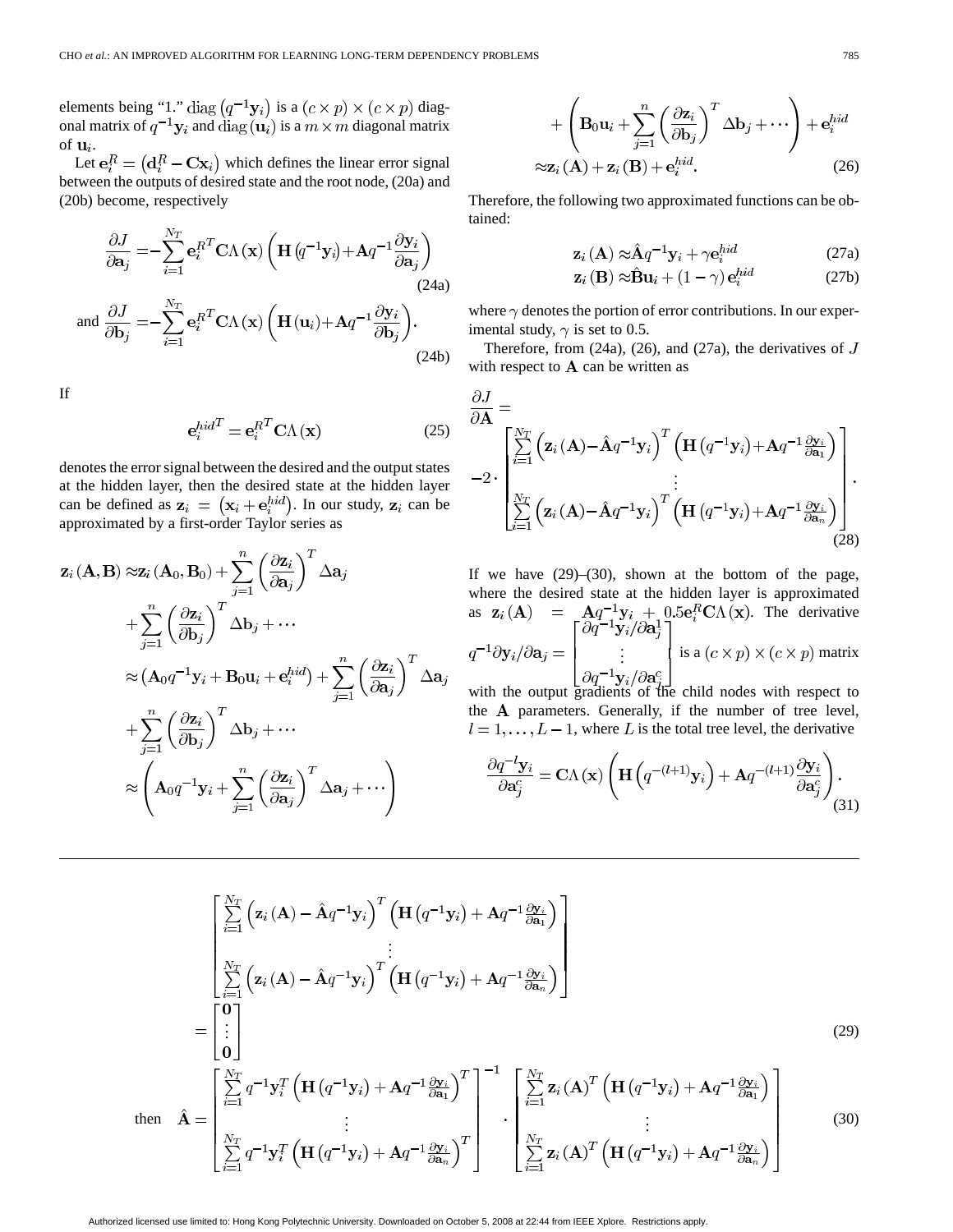elements being "1." $\text{diag}\left(q^{-1}\mathbf{y}_i\right)$ is a $(c \times p) \times (c \times p)$ diagonal matrix of $q^{-1}\mathbf{y}_i$ and $\text{diag}(\mathbf{u}_i)$ is a $m \times m$ diagonal matrix of $\mathbf{u}_i$.

Let $\mathbf{e}_i^R = \left(\mathbf{d}_i^R - \mathbf{C}\mathbf{x}_i\right)$ which defines the linear error signal between the outputs of desired state and the root node, (20a) and (20b) become, respectively

$$\frac{\partial J}{\partial \mathbf{a}_j} = -\sum_{i=1}^{N_T} \mathbf{e}_i^{R^T} \mathbf{C}\Lambda(\mathbf{x}) \left( \mathbf{H}\left(q^{-1}\mathbf{y}_i\right) + \mathbf{A}q^{-1} \frac{\partial \mathbf{y}_i}{\partial \mathbf{a}_j} \right) \tag{24a}$$

and
$$\frac{\partial J}{\partial \mathbf{b}_j} = -\sum_{i=1}^{N_T} \mathbf{e}_i^{R^T} \mathbf{C}\Lambda(\mathbf{x}) \left( \mathbf{H}(\mathbf{u}_i) + \mathbf{A}q^{-1} \frac{\partial \mathbf{y}_i}{\partial \mathbf{b}_j} \right). \tag{24b}$$

If

$$\mathbf{e}_i^{hid^T} = \mathbf{e}_i^{R^T} \mathbf{C}\Lambda(\mathbf{x}) \tag{25}$$

denotes the error signal between the desired and the output states at the hidden layer, then the desired state at the hidden layer can be defined as $\mathbf{z}_i = \left(\mathbf{x}_i + \mathbf{e}_i^{hid}\right)$. In our study, $\mathbf{z}_i$ can be approximated by a first-order Taylor series as

$$\begin{aligned}
\mathbf{z}_i(\mathbf{A}, \mathbf{B}) &\approx \mathbf{z}_i(\mathbf{A}_0, \mathbf{B}_0) + \sum_{j=1}^{n} \left(\frac{\partial \mathbf{z}_i}{\partial \mathbf{a}_j}\right)^T \Delta \mathbf{a}_j \\
&\quad + \sum_{j=1}^{n} \left(\frac{\partial \mathbf{z}_i}{\partial \mathbf{b}_j}\right)^T \Delta \mathbf{b}_j + \cdots \\
&\approx \left(\mathbf{A}_0 q^{-1}\mathbf{y}_i + \mathbf{B}_0 \mathbf{u}_i + \mathbf{e}_i^{hid}\right) + \sum_{j=1}^{n} \left(\frac{\partial \mathbf{z}_i}{\partial \mathbf{a}_j}\right)^T \Delta \mathbf{a}_j \\
&\quad + \sum_{j=1}^{n} \left(\frac{\partial \mathbf{z}_i}{\partial \mathbf{b}_j}\right)^T \Delta \mathbf{b}_j + \cdots \\
&\approx \left( \mathbf{A}_0 q^{-1}\mathbf{y}_i + \sum_{j=1}^{n} \left(\frac{\partial \mathbf{z}_i}{\partial \mathbf{a}_j}\right)^T \Delta \mathbf{a}_j + \cdots \right) \\
&\quad + \left( \mathbf{B}_0 \mathbf{u}_i + \sum_{j=1}^{n} \left(\frac{\partial \mathbf{z}_i}{\partial \mathbf{b}_j}\right)^T \Delta \mathbf{b}_j + \cdots \right) + \mathbf{e}_i^{hid} \\
&\approx \mathbf{z}_i(\mathbf{A}) + \mathbf{z}_i(\mathbf{B}) + \mathbf{e}_i^{hid}.
\end{aligned} \tag{26}$$

Therefore, the following two approximated functions can be obtained:

$$\mathbf{z}_i(\mathbf{A}) \approx \hat{\mathbf{A}} q^{-1}\mathbf{y}_i + \gamma \mathbf{e}_i^{hid} \tag{27a}$$

$$\mathbf{z}_i(\mathbf{B}) \approx \hat{\mathbf{B}} \mathbf{u}_i + (1 - \gamma) \mathbf{e}_i^{hid} \tag{27b}$$

where $\gamma$ denotes the portion of error contributions. In our experimental study, $\gamma$ is set to 0.5.

Therefore, from (24a), (26), and (27a), the derivatives of $J$ with respect to $\mathbf{A}$ can be written as

$$\frac{\partial J}{\partial \mathbf{A}} = -2 \cdot \begin{bmatrix} \sum_{i=1}^{N_T} \left(\mathbf{z}_i(\mathbf{A}) - \hat{\mathbf{A}}q^{-1}\mathbf{y}_i\right)^T \left(\mathbf{H}\left(q^{-1}\mathbf{y}_i\right) + \mathbf{A}q^{-1}\frac{\partial \mathbf{y}_i}{\partial \mathbf{a}_1}\right) \\ \vdots \\ \sum_{i=1}^{N_T} \left(\mathbf{z}_i(\mathbf{A}) - \hat{\mathbf{A}}q^{-1}\mathbf{y}_i\right)^T \left(\mathbf{H}\left(q^{-1}\mathbf{y}_i\right) + \mathbf{A}q^{-1}\frac{\partial \mathbf{y}_i}{\partial \mathbf{a}_n}\right) \end{bmatrix}. \tag{28}$$

If we have (29)–(30), shown at the bottom of the page, where the desired state at the hidden layer is approximated as $\mathbf{z}_i(\mathbf{A}) = \mathbf{A}q^{-1}\mathbf{y}_i + 0.5\mathbf{e}_i^R\mathbf{C}\Lambda(\mathbf{x})$. The derivative $q^{-1}\partial \mathbf{y}_i/\partial \mathbf{a}_j = \begin{bmatrix} \partial q^{-1}\mathbf{y}_i/\partial \mathbf{a}_j^1 \\ \vdots \\ \partial q^{-1}\mathbf{y}_i/\partial \mathbf{a}_j^c \end{bmatrix}$ is a $(c \times p) \times (c \times p)$ matrix with the output gradients of the child nodes with respect to the $\mathbf{A}$ parameters. Generally, if the number of tree level, $l = 1, \ldots, L-1$, where $L$ is the total tree level, the derivative

$$\frac{\partial q^{-l}\mathbf{y}_i}{\partial \mathbf{a}_j^c} = \mathbf{C}\Lambda(\mathbf{x}) \left( \mathbf{H}\left(q^{-(l+1)}\mathbf{y}_i\right) + \mathbf{A}q^{-(l+1)} \frac{\partial \mathbf{y}_i}{\partial \mathbf{a}_j^c} \right). \tag{31}$$

$$\begin{bmatrix} \sum_{i=1}^{N_T} \left(\mathbf{z}_i(\mathbf{A}) - \hat{\mathbf{A}}q^{-1}\mathbf{y}_i\right)^T \left(\mathbf{H}\left(q^{-1}\mathbf{y}_i\right) + \mathbf{A}q^{-1}\frac{\partial \mathbf{y}_i}{\partial \mathbf{a}_1}\right) \\ \vdots \\ \sum_{i=1}^{N_T} \left(\mathbf{z}_i(\mathbf{A}) - \hat{\mathbf{A}}q^{-1}\mathbf{y}_i\right)^T \left(\mathbf{H}\left(q^{-1}\mathbf{y}_i\right) + \mathbf{A}q^{-1}\frac{\partial \mathbf{y}_i}{\partial \mathbf{a}_n}\right) \end{bmatrix} = \begin{bmatrix} \mathbf{0} \\ \vdots \\ \mathbf{0} \end{bmatrix} \tag{29}$$

then
$$\hat{\mathbf{A}} = \begin{bmatrix} \sum_{i=1}^{N_T} q^{-1}\mathbf{y}_i^T \left(\mathbf{H}\left(q^{-1}\mathbf{y}_i\right) + \mathbf{A}q^{-1}\frac{\partial \mathbf{y}_i}{\partial \mathbf{a}_1}\right)^T \\ \vdots \\ \sum_{i=1}^{N_T} q^{-1}\mathbf{y}_i^T \left(\mathbf{H}\left(q^{-1}\mathbf{y}_i\right) + \mathbf{A}q^{-1}\frac{\partial \mathbf{y}_i}{\partial \mathbf{a}_n}\right)^T \end{bmatrix}^{-1} \cdot \begin{bmatrix} \sum_{i=1}^{N_T} \mathbf{z}_i(\mathbf{A})^T \left(\mathbf{H}\left(q^{-1}\mathbf{y}_i\right) + \mathbf{A}q^{-1}\frac{\partial \mathbf{y}_i}{\partial \mathbf{a}_1}\right) \\ \vdots \\ \sum_{i=1}^{N_T} \mathbf{z}_i(\mathbf{A})^T \left(\mathbf{H}\left(q^{-1}\mathbf{y}_i\right) + \mathbf{A}q^{-1}\frac{\partial \mathbf{y}_i}{\partial \mathbf{a}_n}\right) \end{bmatrix} \tag{30}$$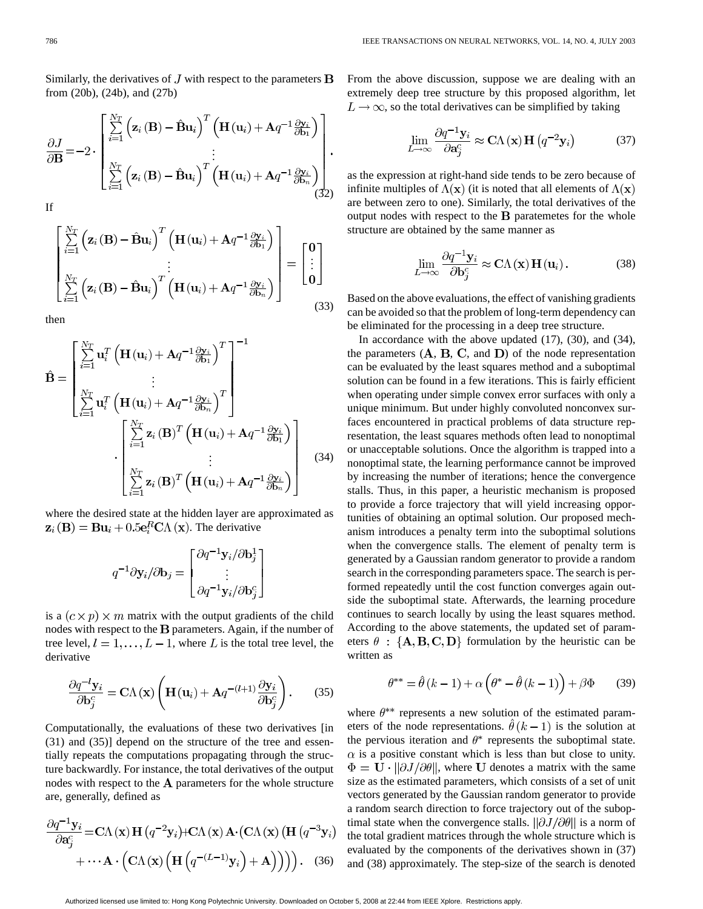Similarly, the derivatives of $J$ with respect to the parameters $\mathbf{B}$ from (20b), (24b), and (27b)

$$\frac{\partial J}{\partial \mathbf{B}} = -2 \cdot \begin{bmatrix} \sum_{i=1}^{N_T} \left(\mathbf{z}_i(\mathbf{B}) - \hat{\mathbf{B}}\mathbf{u}_i\right)^T \left(\mathbf{H}(\mathbf{u}_i) + \mathbf{A}q^{-1}\frac{\partial \mathbf{y}_i}{\partial \mathbf{b}_1}\right) \\ \vdots \\ \sum_{i=1}^{N_T} \left(\mathbf{z}_i(\mathbf{B}) - \hat{\mathbf{B}}\mathbf{u}_i\right)^T \left(\mathbf{H}(\mathbf{u}_i) + \mathbf{A}q^{-1}\frac{\partial \mathbf{y}_i}{\partial \mathbf{b}_n}\right) \end{bmatrix}. \tag{32}$$

If

$$\begin{bmatrix} \sum_{i=1}^{N_T} \left(\mathbf{z}_i(\mathbf{B}) - \hat{\mathbf{B}}\mathbf{u}_i\right)^T \left(\mathbf{H}(\mathbf{u}_i) + \mathbf{A}q^{-1}\frac{\partial \mathbf{y}_i}{\partial \mathbf{b}_1}\right) \\ \vdots \\ \sum_{i=1}^{N_T} \left(\mathbf{z}_i(\mathbf{B}) - \hat{\mathbf{B}}\mathbf{u}_i\right)^T \left(\mathbf{H}(\mathbf{u}_i) + \mathbf{A}q^{-1}\frac{\partial \mathbf{y}_i}{\partial \mathbf{b}_n}\right) \end{bmatrix} = \begin{bmatrix} \mathbf{0} \\ \vdots \\ \mathbf{0} \end{bmatrix} \tag{33}$$

then

$$\hat{\mathbf{B}} = \begin{bmatrix} \sum_{i=1}^{N_T} \mathbf{u}_i^T \left(\mathbf{H}(\mathbf{u}_i) + \mathbf{A}q^{-1}\frac{\partial \mathbf{y}_i}{\partial \mathbf{b}_1}\right)^T \\ \vdots \\ \sum_{i=1}^{N_T} \mathbf{u}_i^T \left(\mathbf{H}(\mathbf{u}_i) + \mathbf{A}q^{-1}\frac{\partial \mathbf{y}_i}{\partial \mathbf{b}_n}\right)^T \end{bmatrix}^{-1} \cdot \begin{bmatrix} \sum_{i=1}^{N_T} \mathbf{z}_i(\mathbf{B})^T \left(\mathbf{H}(\mathbf{u}_i) + \mathbf{A}q^{-1}\frac{\partial \mathbf{y}_i}{\partial \mathbf{b}_1}\right) \\ \vdots \\ \sum_{i=1}^{N_T} \mathbf{z}_i(\mathbf{B})^T \left(\mathbf{H}(\mathbf{u}_i) + \mathbf{A}q^{-1}\frac{\partial \mathbf{y}_i}{\partial \mathbf{b}_n}\right) \end{bmatrix} \tag{34}$$

where the desired state at the hidden layer are approximated as $\mathbf{z}_i(\mathbf{B}) = \mathbf{B}\mathbf{u}_i + 0.5\mathbf{e}_i^R \mathbf{C}\Lambda(\mathbf{x})$. The derivative

$$q^{-1}\partial \mathbf{y}_i / \partial \mathbf{b}_j = \begin{bmatrix} \partial q^{-1}\mathbf{y}_i / \partial \mathbf{b}_j^1 \\ \vdots \\ \partial q^{-1}\mathbf{y}_i / \partial \mathbf{b}_j^c \end{bmatrix}$$

is a $(c \times p) \times m$ matrix with the output gradients of the child nodes with respect to the $\mathbf{B}$ parameters. Again, if the number of tree level, $l = 1, \ldots, L-1$, where $L$ is the total tree level, the derivative

$$\frac{\partial q^{-l}\mathbf{y}_i}{\partial \mathbf{b}_j^c} = \mathbf{C}\Lambda(\mathbf{x})\left(\mathbf{H}(\mathbf{u}_i) + \mathbf{A}q^{-(l+1)}\frac{\partial \mathbf{y}_i}{\partial \mathbf{b}_j^c}\right). \tag{35}$$

Computationally, the evaluations of these two derivatives [in (31) and (35)] depend on the structure of the tree and essentially repeats the computations propagating through the structure backwardly. For instance, the total derivatives of the output nodes with respect to the $\mathbf{A}$ parameters for the whole structure are, generally, defined as

$$\frac{\partial q^{-1}\mathbf{y}_i}{\partial \mathbf{a}_j^c} = \mathbf{C}\Lambda(\mathbf{x})\mathbf{H}\left(q^{-2}\mathbf{y}_i\right) + \mathbf{C}\Lambda(\mathbf{x})\mathbf{A}\cdot\left(\mathbf{C}\Lambda(\mathbf{x})\left(\mathbf{H}\left(q^{-3}\mathbf{y}_i\right) + \cdots \mathbf{A}\cdot\left(\mathbf{C}\Lambda(\mathbf{x})\left(\mathbf{H}\left(q^{-(L-1)}\mathbf{y}_i\right) + \mathbf{A}\right)\right)\right)\right). \tag{36}$$

From the above discussion, suppose we are dealing with an extremely deep tree structure by this proposed algorithm, let $L \to \infty$, so the total derivatives can be simplified by taking

$$\lim_{L\to\infty} \frac{\partial q^{-1}\mathbf{y}_i}{\partial \mathbf{a}_j^c} \approx \mathbf{C}\Lambda(\mathbf{x})\mathbf{H}\left(q^{-2}\mathbf{y}_i\right) \tag{37}$$

as the expression at right-hand side tends to be zero because of infinite multiples of $\Lambda(\mathbf{x})$ (it is noted that all elements of $\Lambda(\mathbf{x})$ are between zero to one). Similarly, the total derivatives of the output nodes with respect to the $\mathbf{B}$ paratemetes for the whole structure are obtained by the same manner as

$$\lim_{L\to\infty} \frac{\partial q^{-1}\mathbf{y}_i}{\partial \mathbf{b}_j^c} \approx \mathbf{C}\Lambda(\mathbf{x})\mathbf{H}(\mathbf{u}_i). \tag{38}$$

Based on the above evaluations, the effect of vanishing gradients can be avoided so that the problem of long-term dependency can be eliminated for the processing in a deep tree structure.

In accordance with the above updated (17), (30), and (34), the parameters ($\mathbf{A}$, $\mathbf{B}$, $\mathbf{C}$, and $\mathbf{D}$) of the node representation can be evaluated by the least squares method and a suboptimal solution can be found in a few iterations. This is fairly efficient when operating under simple convex error surfaces with only a unique minimum. But under highly convoluted nonconvex surfaces encountered in practical problems of data structure representation, the least squares methods often lead to nonoptimal or unacceptable solutions. Once the algorithm is trapped into a nonoptimal state, the learning performance cannot be improved by increasing the number of iterations; hence the convergence stalls. Thus, in this paper, a heuristic mechanism is proposed to provide a force trajectory that will yield increasing opportunities of obtaining an optimal solution. Our proposed mechanism introduces a penalty term into the suboptimal solutions when the convergence stalls. The element of penalty term is generated by a Gaussian random generator to provide a random search in the corresponding parameters space. The search is performed repeatedly until the cost function converges again outside the suboptimal state. Afterwards, the learning procedure continues to search locally by using the least squares method. According to the above statements, the updated set of parameters $\theta : \{\mathbf{A}, \mathbf{B}, \mathbf{C}, \mathbf{D}\}$ formulation by the heuristic can be written as

$$\theta^{**} = \hat{\theta}(k-1) + \alpha\left(\theta^* - \hat{\theta}(k-1)\right) + \beta\Phi \tag{39}$$

where $\theta^{**}$ represents a new solution of the estimated parameters of the node representations. $\hat{\theta}(k-1)$ is the solution at the pervious iteration and $\theta^*$ represents the suboptimal state. $\alpha$ is a positive constant which is less than but close to unity. $\Phi = \mathbf{U} \cdot \|\partial J / \partial \theta\|$, where $\mathbf{U}$ denotes a matrix with the same size as the estimated parameters, which consists of a set of unit vectors generated by the Gaussian random generator to provide a random search direction to force trajectory out of the suboptimal state when the convergence stalls. $\|\partial J / \partial \theta\|$ is a norm of the total gradient matrices through the whole structure which is evaluated by the components of the derivatives shown in (37) and (38) approximately. The step-size of the search is denoted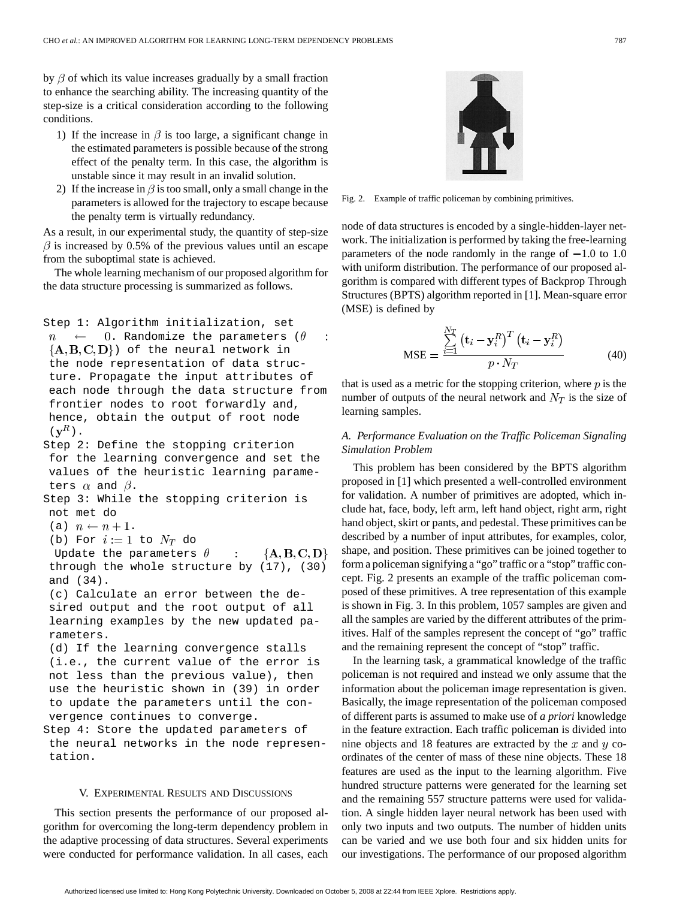by $\beta$ of which its value increases gradually by a small fraction to enhance the searching ability. The increasing quantity of the step-size is a critical consideration according to the following conditions.

1) If the increase in $\beta$ is too large, a significant change in the estimated parameters is possible because of the strong effect of the penalty term. In this case, the algorithm is unstable since it may result in an invalid solution.
2) If the increase in $\beta$ is too small, only a small change in the parameters is allowed for the trajectory to escape because the penalty term is virtually redundancy.

As a result, in our experimental study, the quantity of step-size $\beta$ is increased by 0.5% of the previous values until an escape from the suboptimal state is achieved.

The whole learning mechanism of our proposed algorithm for the data structure processing is summarized as follows.

Step 1: Algorithm initialization, set $n \leftarrow 0$. Randomize the parameters ($\theta : \{\mathbf{A}, \mathbf{B}, \mathbf{C}, \mathbf{D}\}$) of the neural network in the node representation of data structure. Propagate the input attributes of each node through the data structure from frontier nodes to root forwardly and, hence, obtain the output of root node ($\mathbf{y}^R$).

Step 2: Define the stopping criterion for the learning convergence and set the values of the heuristic learning parameters $\alpha$ and $\beta$.

Step 3: While the stopping criterion is not met do

(a) $n \leftarrow n + 1$.

(b) For $i := 1$ to $N_T$ do

Update the parameters $\theta : \{\mathbf{A}, \mathbf{B}, \mathbf{C}, \mathbf{D}\}$ through the whole structure by (17), (30) and (34).

(c) Calculate an error between the desired output and the root output of all learning examples by the new updated parameters.

(d) If the learning convergence stalls (i.e., the current value of the error is not less than the previous value), then use the heuristic shown in (39) in order to update the parameters until the convergence continues to converge.

Step 4: Store the updated parameters of the neural networks in the node representation.

## V. Experimental Results and Discussions

This section presents the performance of our proposed algorithm for overcoming the long-term dependency problem in the adaptive processing of data structures. Several experiments were conducted for performance validation. In all cases, each node of data structures is encoded by a single-hidden-layer network. The initialization is performed by taking the free-learning parameters of the node randomly in the range of $-1.0$ to 1.0 with uniform distribution. The performance of our proposed algorithm is compared with different types of Backprop Through Structures (BPTS) algorithm reported in [1]. Mean-square error (MSE) is defined by

$$\text{MSE} = \frac{\sum_{i=1}^{N_T} \left(\mathbf{t}_i - \mathbf{y}_i^R\right)^T \left(\mathbf{t}_i - \mathbf{y}_i^R\right)}{p \cdot N_T} \tag{40}$$

that is used as a metric for the stopping criterion, where $p$ is the number of outputs of the neural network and $N_T$ is the size of learning samples.

Fig. 2. Example of traffic policeman by combining primitives.

### A. Performance Evaluation on the Traffic Policeman Signaling Simulation Problem

This problem has been considered by the BPTS algorithm proposed in [1] which presented a well-controlled environment for validation. A number of primitives are adopted, which include hat, face, body, left arm, left hand object, right arm, right hand object, skirt or pants, and pedestal. These primitives can be described by a number of input attributes, for examples, color, shape, and position. These primitives can be joined together to form a policeman signifying a "go" traffic or a "stop" traffic concept. Fig. 2 presents an example of the traffic policeman composed of these primitives. A tree representation of this example is shown in Fig. 3. In this problem, 1057 samples are given and all the samples are varied by the different attributes of the primitives. Half of the samples represent the concept of "go" traffic and the remaining represent the concept of "stop" traffic.

In the learning task, a grammatical knowledge of the traffic policeman is not required and instead we only assume that the information about the policeman image representation is given. Basically, the image representation of the policeman composed of different parts is assumed to make use of *a priori* knowledge in the feature extraction. Each traffic policeman is divided into nine objects and 18 features are extracted by the $x$ and $y$ coordinates of the center of mass of these nine objects. These 18 features are used as the input to the learning algorithm. Five hundred structure patterns were generated for the learning set and the remaining 557 structure patterns were used for validation. A single hidden layer neural network has been used with only two inputs and two outputs. The number of hidden units can be varied and we use both four and six hidden units for our investigations. The performance of our proposed algorithm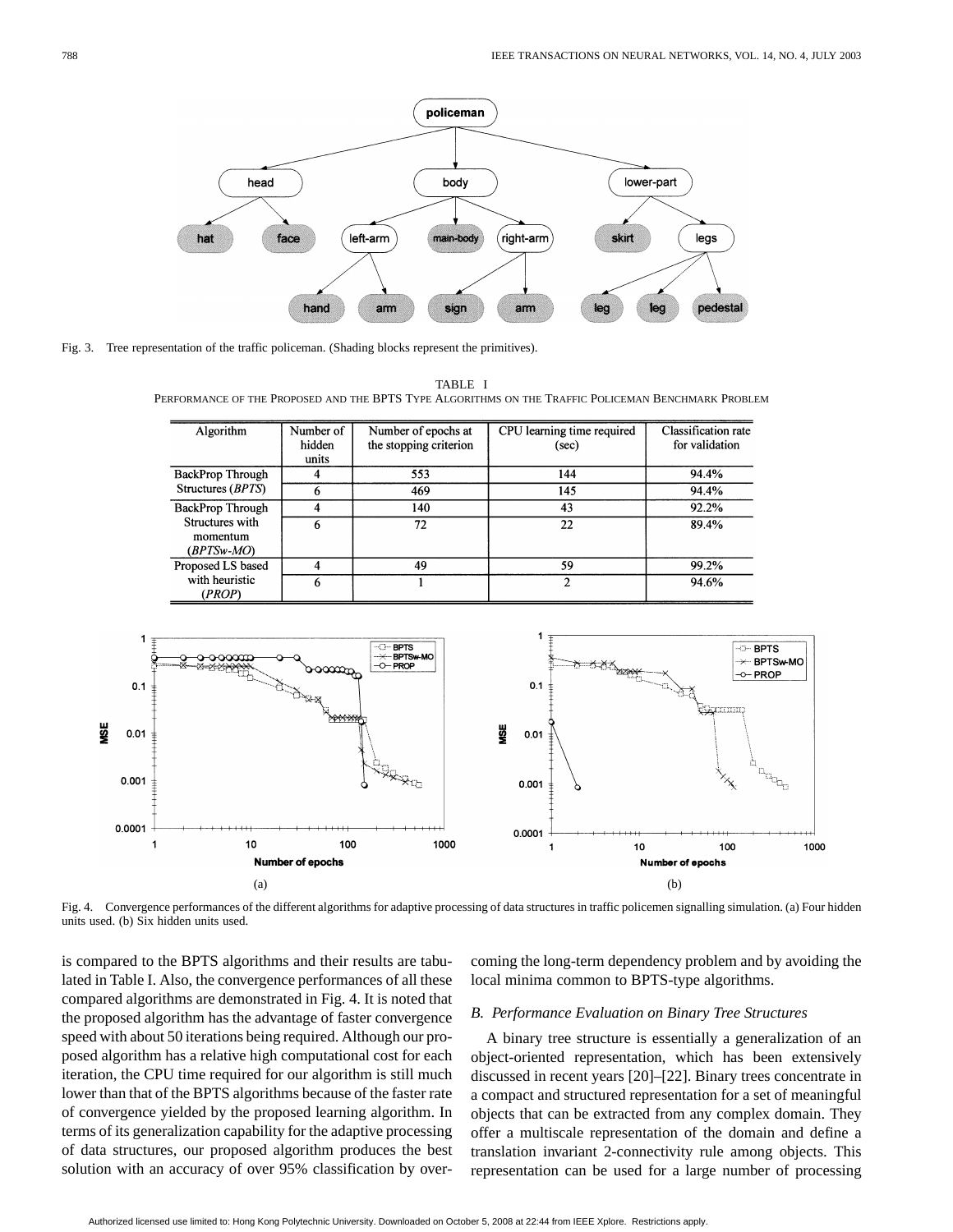Fig. 3. Tree representation of the traffic policeman. (Shading blocks represent the primitives).

TABLE I
PERFORMANCE OF THE PROPOSED AND THE BPTS TYPE ALGORITHMS ON THE TRAFFIC POLICEMAN BENCHMARK PROBLEM

| Algorithm | Number of hidden units | Number of epochs at the stopping criterion | CPU learning time required (sec) | Classification rate for validation |
|---|---|---|---|---|
| BackProp Through Structures (*BPTS*) | 4 | 553 | 144 | 94.4% |
| | 6 | 469 | 145 | 94.4% |
| BackProp Through Structures with momentum (*BPTSw-MO*) | 4 | 140 | 43 | 92.2% |
| | 6 | 72 | 22 | 89.4% |
| Proposed LS based with heuristic (*PROP*) | 4 | 49 | 59 | 99.2% |
| | 6 | 1 | 2 | 94.6% |

Fig. 4. Convergence performances of the different algorithms for adaptive processing of data structures in traffic policemen signalling simulation. (a) Four hidden units used. (b) Six hidden units used.

is compared to the BPTS algorithms and their results are tabulated in Table I. Also, the convergence performances of all these compared algorithms are demonstrated in Fig. 4. It is noted that the proposed algorithm has the advantage of faster convergence speed with about 50 iterations being required. Although our proposed algorithm has a relative high computational cost for each iteration, the CPU time required for our algorithm is still much lower than that of the BPTS algorithms because of the faster rate of convergence yielded by the proposed learning algorithm. In terms of its generalization capability for the adaptive processing of data structures, our proposed algorithm produces the best solution with an accuracy of over 95% classification by overcoming the long-term dependency problem and by avoiding the local minima common to BPTS-type algorithms.

### B. Performance Evaluation on Binary Tree Structures

A binary tree structure is essentially a generalization of an object-oriented representation, which has been extensively discussed in recent years [20]–[22]. Binary trees concentrate in a compact and structured representation for a set of meaningful objects that can be extracted from any complex domain. They offer a multiscale representation of the domain and define a translation invariant 2-connectivity rule among objects. This representation can be used for a large number of processing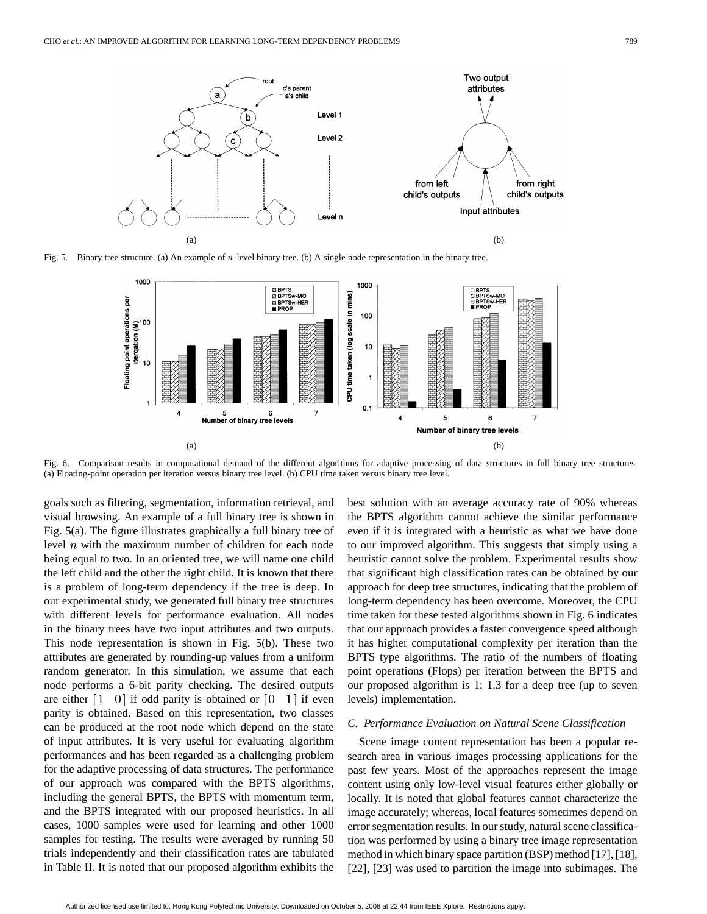Fig. 5. Binary tree structure. (a) An example of $n$-level binary tree. (b) A single node representation in the binary tree.

Fig. 6. Comparison results in computational demand of the different algorithms for adaptive processing of data structures in full binary tree structures. (a) Floating-point operation per iteration versus binary tree level. (b) CPU time taken versus binary tree level.

goals such as filtering, segmentation, information retrieval, and visual browsing. An example of a full binary tree is shown in Fig. 5(a). The figure illustrates graphically a full binary tree of level $n$ with the maximum number of children for each node being equal to two. In an oriented tree, we will name one child the left child and the other the right child. It is known that there is a problem of long-term dependency if the tree is deep. In our experimental study, we generated full binary tree structures with different levels for performance evaluation. All nodes in the binary trees have two input attributes and two outputs. This node representation is shown in Fig. 5(b). These two attributes are generated by rounding-up values from a uniform random generator. In this simulation, we assume that each node performs a 6-bit parity checking. The desired outputs are either $[1 \quad 0]$ if odd parity is obtained or $[0 \quad 1]$ if even parity is obtained. Based on this representation, two classes can be produced at the root node which depend on the state of input attributes. It is very useful for evaluating algorithm performances and has been regarded as a challenging problem for the adaptive processing of data structures. The performance of our approach was compared with the BPTS algorithms, including the general BPTS, the BPTS with momentum term, and the BPTS integrated with our proposed heuristics. In all cases, 1000 samples were used for learning and other 1000 samples for testing. The results were averaged by running 50 trials independently and their classification rates are tabulated in Table II. It is noted that our proposed algorithm exhibits the best solution with an average accuracy rate of 90% whereas the BPTS algorithm cannot achieve the similar performance even if it is integrated with a heuristic as what we have done to our improved algorithm. This suggests that simply using a heuristic cannot solve the problem. Experimental results show that significant high classification rates can be obtained by our approach for deep tree structures, indicating that the problem of long-term dependency has been overcome. Moreover, the CPU time taken for these tested algorithms shown in Fig. 6 indicates that our approach provides a faster convergence speed although it has higher computational complexity per iteration than the BPTS type algorithms. The ratio of the numbers of floating point operations (Flops) per iteration between the BPTS and our proposed algorithm is 1: 1.3 for a deep tree (up to seven levels) implementation.

### C. Performance Evaluation on Natural Scene Classification

Scene image content representation has been a popular research area in various images processing applications for the past few years. Most of the approaches represent the image content using only low-level visual features either globally or locally. It is noted that global features cannot characterize the image accurately; whereas, local features sometimes depend on error segmentation results. In our study, natural scene classification was performed by using a binary tree image representation method in which binary space partition (BSP) method [17], [18], [22], [23] was used to partition the image into subimages. The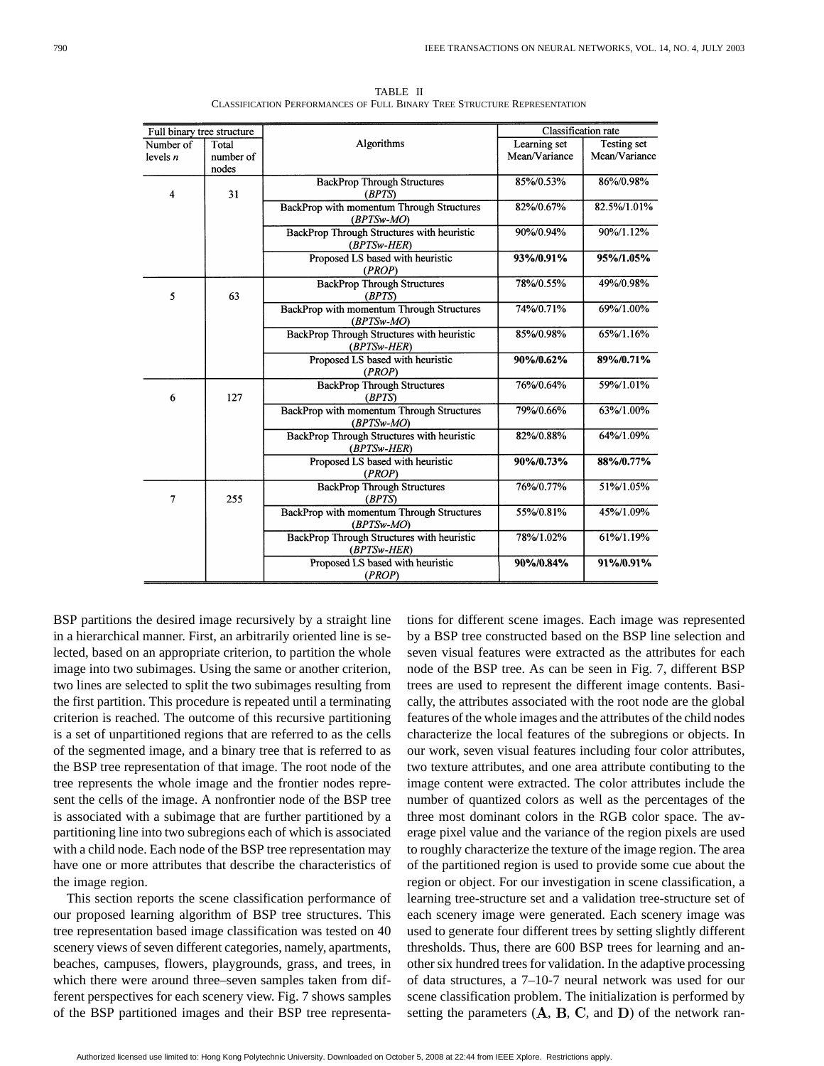TABLE II
CLASSIFICATION PERFORMANCES OF FULL BINARY TREE STRUCTURE REPRESENTATION

| Full binary tree structure | | Algorithms | Classification rate | |
|---|---|---|---|---|
| Number of levels $n$ | Total number of nodes | | Learning set Mean/Variance | Testing set Mean/Variance |
| 4 | 31 | BackProp Through Structures (*BPTS*) | 85%/0.53% | 86%/0.98% |
| | | BackProp with momentum Through Structures (*BPTSw-MO*) | 82%/0.67% | 82.5%/1.01% |
| | | BackProp Through Structures with heuristic (*BPTSw-HER*) | 90%/0.94% | 90%/1.12% |
| | | Proposed LS based with heuristic (*PROP*) | **93%/0.91%** | **95%/1.05%** |
| 5 | 63 | BackProp Through Structures (*BPTS*) | 78%/0.55% | 49%/0.98% |
| | | BackProp with momentum Through Structures (*BPTSw-MO*) | 74%/0.71% | 69%/1.00% |
| | | BackProp Through Structures with heuristic (*BPTSw-HER*) | 85%/0.98% | 65%/1.16% |
| | | Proposed LS based with heuristic (*PROP*) | **90%/0.62%** | **89%/0.71%** |
| 6 | 127 | BackProp Through Structures (*BPTS*) | 76%/0.64% | 59%/1.01% |
| | | BackProp with momentum Through Structures (*BPTSw-MO*) | 79%/0.66% | 63%/1.00% |
| | | BackProp Through Structures with heuristic (*BPTSw-HER*) | 82%/0.88% | 64%/1.09% |
| | | Proposed LS based with heuristic (*PROP*) | **90%/0.73%** | **88%/0.77%** |
| 7 | 255 | BackProp Through Structures (*BPTS*) | 76%/0.77% | 51%/1.05% |
| | | BackProp with momentum Through Structures (*BPTSw-MO*) | 55%/0.81% | 45%/1.09% |
| | | BackProp Through Structures with heuristic (*BPTSw-HER*) | 78%/1.02% | 61%/1.19% |
| | | Proposed LS based with heuristic (*PROP*) | **90%/0.84%** | **91%/0.91%** |

BSP partitions the desired image recursively by a straight line in a hierarchical manner. First, an arbitrarily oriented line is selected, based on an appropriate criterion, to partition the whole image into two subimages. Using the same or another criterion, two lines are selected to split the two subimages resulting from the first partition. This procedure is repeated until a terminating criterion is reached. The outcome of this recursive partitioning is a set of unpartitioned regions that are referred to as the cells of the segmented image, and a binary tree that is referred to as the BSP tree representation of that image. The root node of the tree represents the whole image and the frontier nodes represent the cells of the image. A nonfrontier node of the BSP tree is associated with a subimage that are further partitioned by a partitioning line into two subregions each of which is associated with a child node. Each node of the BSP tree representation may have one or more attributes that describe the characteristics of the image region.

This section reports the scene classification performance of our proposed learning algorithm of BSP tree structures. This tree representation based image classification was tested on 40 scenery views of seven different categories, namely, apartments, beaches, campuses, flowers, playgrounds, grass, and trees, in which there were around three–seven samples taken from different perspectives for each scenery view. Fig. 7 shows samples of the BSP partitioned images and their BSP tree representations for different scene images. Each image was represented by a BSP tree constructed based on the BSP line selection and seven visual features were extracted as the attributes for each node of the BSP tree. As can be seen in Fig. 7, different BSP trees are used to represent the different image contents. Basically, the attributes associated with the root node are the global features of the whole images and the attributes of the child nodes characterize the local features of the subregions or objects. In our work, seven visual features including four color attributes, two texture attributes, and one area attribute contibuting to the image content were extracted. The color attributes include the number of quantized colors as well as the percentages of the three most dominant colors in the RGB color space. The average pixel value and the variance of the region pixels are used to roughly characterize the texture of the image region. The area of the partitioned region is used to provide some cue about the region or object. For our investigation in scene classification, a learning tree-structure set and a validation tree-structure set of each scenery image were generated. Each scenery image was used to generate four different trees by setting slightly different thresholds. Thus, there are 600 BSP trees for learning and another six hundred trees for validation. In the adaptive processing of data structures, a 7–10-7 neural network was used for our scene classification problem. The initialization is performed by setting the parameters ($\mathbf{A}$, $\mathbf{B}$, $\mathbf{C}$, and $\mathbf{D}$) of the network ran-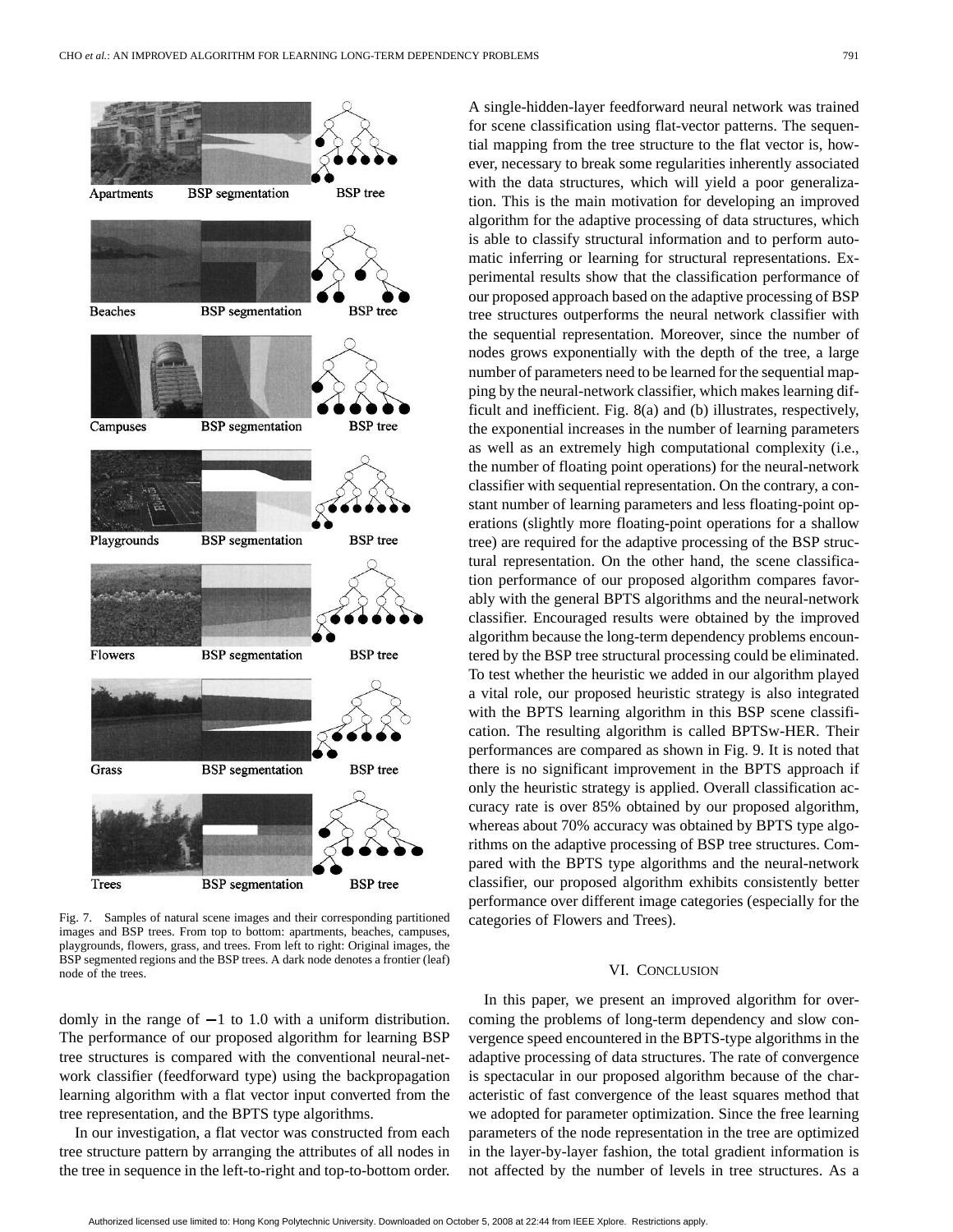Apartments BSP segmentation BSP tree

Beaches BSP segmentation BSP tree

Campuses BSP segmentation BSP tree

Playgrounds BSP segmentation BSP tree

Flowers BSP segmentation BSP tree

Grass BSP segmentation BSP tree

Trees BSP segmentation BSP tree

Fig. 7. Samples of natural scene images and their corresponding partitioned images and BSP trees. From top to bottom: apartments, beaches, campuses, playgrounds, flowers, grass, and trees. From left to right: Original images, the BSP segmented regions and the BSP trees. A dark node denotes a frontier (leaf) node of the trees.

domly in the range of $-1$ to 1.0 with a uniform distribution. The performance of our proposed algorithm for learning BSP tree structures is compared with the conventional neural-network classifier (feedforward type) using the backpropagation learning algorithm with a flat vector input converted from the tree representation, and the BPTS type algorithms.

In our investigation, a flat vector was constructed from each tree structure pattern by arranging the attributes of all nodes in the tree in sequence in the left-to-right and top-to-bottom order. A single-hidden-layer feedforward neural network was trained for scene classification using flat-vector patterns. The sequential mapping from the tree structure to the flat vector is, however, necessary to break some regularities inherently associated with the data structures, which will yield a poor generalization. This is the main motivation for developing an improved algorithm for the adaptive processing of data structures, which is able to classify structural information and to perform automatic inferring or learning for structural representations. Experimental results show that the classification performance of our proposed approach based on the adaptive processing of BSP tree structures outperforms the neural network classifier with the sequential representation. Moreover, since the number of nodes grows exponentially with the depth of the tree, a large number of parameters need to be learned for the sequential mapping by the neural-network classifier, which makes learning difficult and inefficient. Fig. 8(a) and (b) illustrates, respectively, the exponential increases in the number of learning parameters as well as an extremely high computational complexity (i.e., the number of floating point operations) for the neural-network classifier with sequential representation. On the contrary, a constant number of learning parameters and less floating-point operations (slightly more floating-point operations for a shallow tree) are required for the adaptive processing of the BSP structural representation. On the other hand, the scene classification performance of our proposed algorithm compares favorably with the general BPTS algorithms and the neural-network classifier. Encouraged results were obtained by the improved algorithm because the long-term dependency problems encountered by the BSP tree structural processing could be eliminated. To test whether the heuristic we added in our algorithm played a vital role, our proposed heuristic strategy is also integrated with the BPTS learning algorithm in this BSP scene classification. The resulting algorithm is called BPTSw-HER. Their performances are compared as shown in Fig. 9. It is noted that there is no significant improvement in the BPTS approach if only the heuristic strategy is applied. Overall classification accuracy rate is over 85% obtained by our proposed algorithm, whereas about 70% accuracy was obtained by BPTS type algorithms on the adaptive processing of BSP tree structures. Compared with the BPTS type algorithms and the neural-network classifier, our proposed algorithm exhibits consistently better performance over different image categories (especially for the categories of Flowers and Trees).

## VI. Conclusion

In this paper, we present an improved algorithm for overcoming the problems of long-term dependency and slow convergence speed encountered in the BPTS-type algorithms in the adaptive processing of data structures. The rate of convergence is spectacular in our proposed algorithm because of the characteristic of fast convergence of the least squares method that we adopted for parameter optimization. Since the free learning parameters of the node representation in the tree are optimized in the layer-by-layer fashion, the total gradient information is not affected by the number of levels in tree structures. As a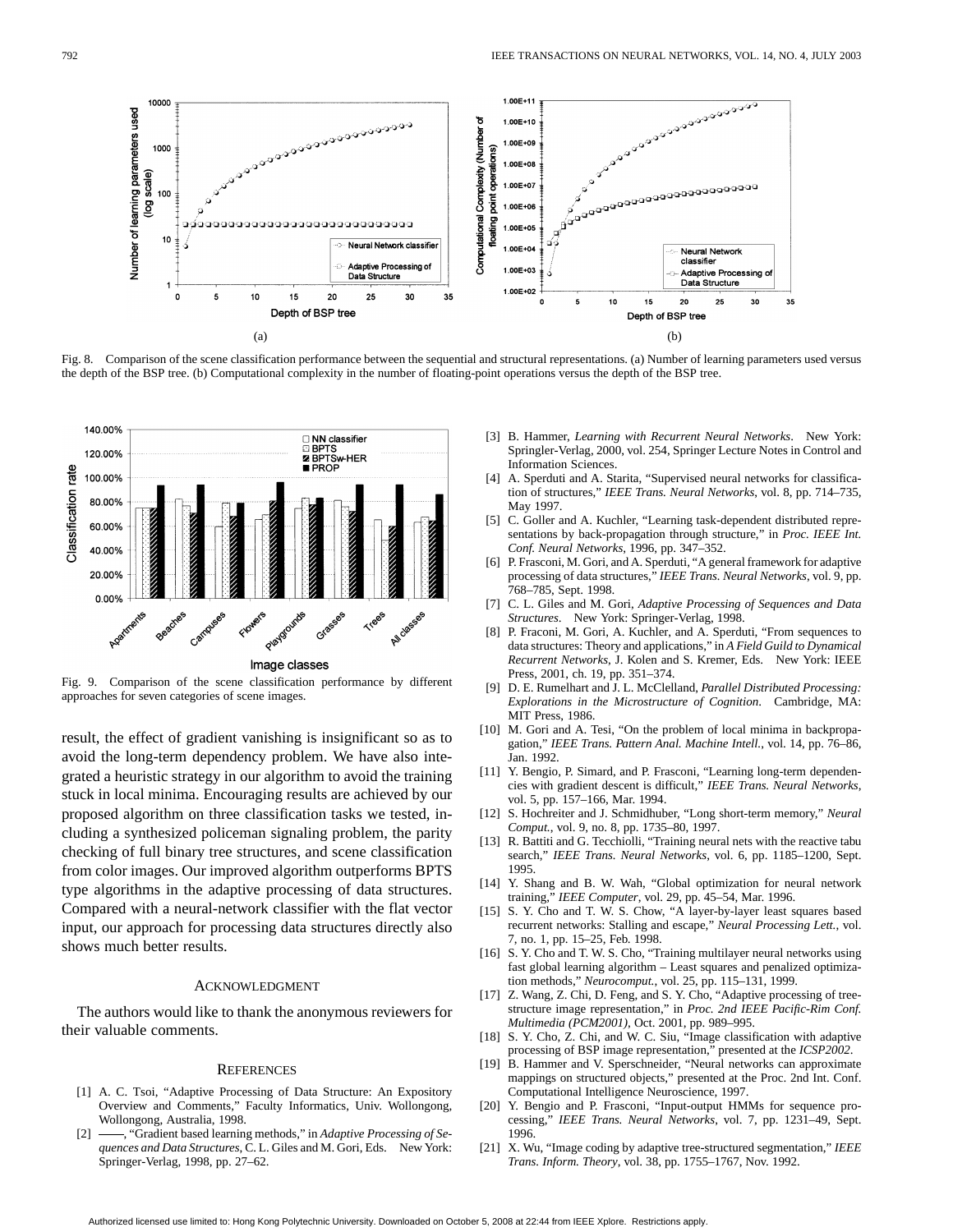Fig. 8. Comparison of the scene classification performance between the sequential and structural representations. (a) Number of learning parameters used versus the depth of the BSP tree. (b) Computational complexity in the number of floating-point operations versus the depth of the BSP tree.

Fig. 9. Comparison of the scene classification performance by different approaches for seven categories of scene images.

result, the effect of gradient vanishing is insignificant so as to avoid the long-term dependency problem. We have also integrated a heuristic strategy in our algorithm to avoid the training stuck in local minima. Encouraging results are achieved by our proposed algorithm on three classification tasks we tested, including a synthesized policeman signaling problem, the parity checking of full binary tree structures, and scene classification from color images. Our improved algorithm outperforms BPTS type algorithms in the adaptive processing of data structures. Compared with a neural-network classifier with the flat vector input, our approach for processing data structures directly also shows much better results.

## ACKNOWLEDGMENT

The authors would like to thank the anonymous reviewers for their valuable comments.

## REFERENCES

[1] A. C. Tsoi, "Adaptive Processing of Data Structure: An Expository Overview and Comments," Faculty Informatics, Univ. Wollongong, Wollongong, Australia, 1998.

[2] ——, "Gradient based learning methods," in *Adaptive Processing of Sequences and Data Structures*, C. L. Giles and M. Gori, Eds. New York: Springer-Verlag, 1998, pp. 27–62.

[3] B. Hammer, *Learning with Recurrent Neural Networks*. New York: Springler-Verlag, 2000, vol. 254, Springer Lecture Notes in Control and Information Sciences.

[4] A. Sperduti and A. Starita, "Supervised neural networks for classification of structures," *IEEE Trans. Neural Networks*, vol. 8, pp. 714–735, May 1997.

[5] C. Goller and A. Kuchler, "Learning task-dependent distributed representations by back-propagation through structure," in *Proc. IEEE Int. Conf. Neural Networks*, 1996, pp. 347–352.

[6] P. Frasconi, M. Gori, and A. Sperduti, "A general framework for adaptive processing of data structures," *IEEE Trans. Neural Networks*, vol. 9, pp. 768–785, Sept. 1998.

[7] C. L. Giles and M. Gori, *Adaptive Processing of Sequences and Data Structures*. New York: Springer-Verlag, 1998.

[8] P. Fraconi, M. Gori, A. Kuchler, and A. Sperduti, "From sequences to data structures: Theory and applications," in *A Field Guild to Dynamical Recurrent Networks*, J. Kolen and S. Kremer, Eds. New York: IEEE Press, 2001, ch. 19, pp. 351–374.

[9] D. E. Rumelhart and J. L. McClelland, *Parallel Distributed Processing: Explorations in the Microstructure of Cognition*. Cambridge, MA: MIT Press, 1986.

[10] M. Gori and A. Tesi, "On the problem of local minima in backpropagation," *IEEE Trans. Pattern Anal. Machine Intell.*, vol. 14, pp. 76–86, Jan. 1992.

[11] Y. Bengio, P. Simard, and P. Frasconi, "Learning long-term dependencies with gradient descent is difficult," *IEEE Trans. Neural Networks*, vol. 5, pp. 157–166, Mar. 1994.

[12] S. Hochreiter and J. Schmidhuber, "Long short-term memory," *Neural Comput.*, vol. 9, no. 8, pp. 1735–80, 1997.

[13] R. Battiti and G. Tecchiolli, "Training neural nets with the reactive tabu search," *IEEE Trans. Neural Networks*, vol. 6, pp. 1185–1200, Sept. 1995.

[14] Y. Shang and B. W. Wah, "Global optimization for neural network training," *IEEE Computer*, vol. 29, pp. 45–54, Mar. 1996.

[15] S. Y. Cho and T. W. S. Chow, "A layer-by-layer least squares based recurrent networks: Stalling and escape," *Neural Processing Lett.*, vol. 7, no. 1, pp. 15–25, Feb. 1998.

[16] S. Y. Cho and T. W. S. Cho, "Training multilayer neural networks using fast global learning algorithm – Least squares and penalized optimization methods," *Neurocomput.*, vol. 25, pp. 115–131, 1999.

[17] Z. Wang, Z. Chi, D. Feng, and S. Y. Cho, "Adaptive processing of tree-structure image representation," in *Proc. 2nd IEEE Pacific-Rim Conf. Multimedia (PCM2001)*, Oct. 2001, pp. 989–995.

[18] S. Y. Cho, Z. Chi, and W. C. Siu, "Image classification with adaptive processing of BSP image representation," presented at the *ICSP2002*.

[19] B. Hammer and V. Sperschneider, "Neural networks can approximate mappings on structured objects," presented at the Proc. 2nd Int. Conf. Computational Intelligence Neuroscience, 1997.

[20] Y. Bengio and P. Frasconi, "Input-output HMMs for sequence processing," *IEEE Trans. Neural Networks*, vol. 7, pp. 1231–49, Sept. 1996.

[21] X. Wu, "Image coding by adaptive tree-structured segmentation," *IEEE Trans. Inform. Theory*, vol. 38, pp. 1755–1767, Nov. 1992.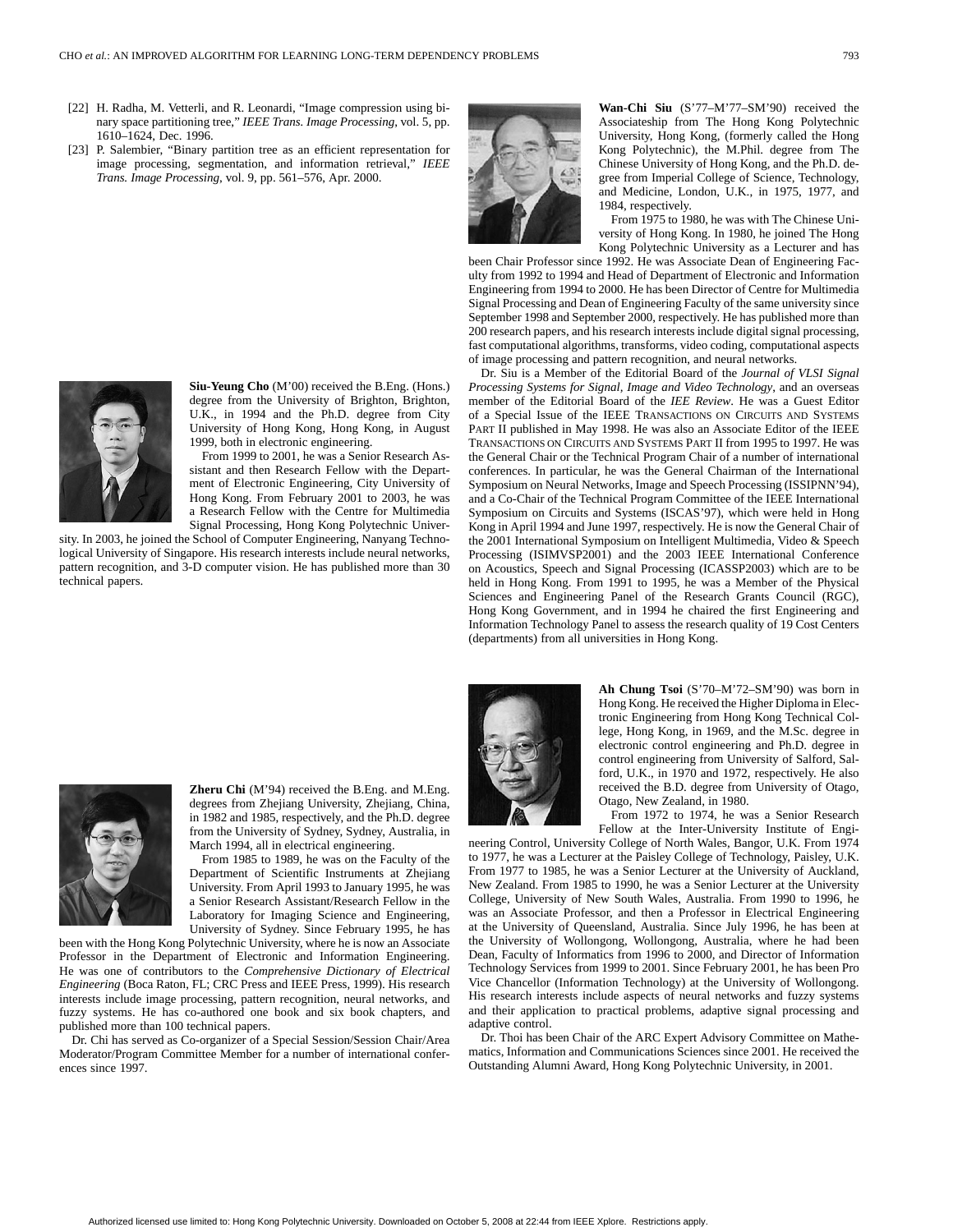[22] H. Radha, M. Vetterli, and R. Leonardi, "Image compression using binary space partitioning tree," *IEEE Trans. Image Processing*, vol. 5, pp. 1610–1624, Dec. 1996.

[23] P. Salembier, "Binary partition tree as an efficient representation for image processing, segmentation, and information retrieval," *IEEE Trans. Image Processing*, vol. 9, pp. 561–576, Apr. 2000.

**Siu-Yeung Cho** (M'00) received the B.Eng. (Hons.) degree from the University of Brighton, Brighton, U.K., in 1994 and the Ph.D. degree from City University of Hong Kong, Hong Kong, in August 1999, both in electronic engineering.

From 1999 to 2001, he was a Senior Research Assistant and then Research Fellow with the Department of Electronic Engineering, City University of Hong Kong. From February 2001 to 2003, he was a Research Fellow with the Centre for Multimedia Signal Processing, Hong Kong Polytechnic University. In 2003, he joined the School of Computer Engineering, Nanyang Technological University of Singapore. His research interests include neural networks, pattern recognition, and 3-D computer vision. He has published more than 30 technical papers.

**Zheru Chi** (M'94) received the B.Eng. and M.Eng. degrees from Zhejiang University, Zhejiang, China, in 1982 and 1985, respectively, and the Ph.D. degree from the University of Sydney, Sydney, Australia, in March 1994, all in electrical engineering.

From 1985 to 1989, he was on the Faculty of the Department of Scientific Instruments at Zhejiang University. From April 1993 to January 1995, he was a Senior Research Assistant/Research Fellow in the Laboratory for Imaging Science and Engineering, University of Sydney. Since February 1995, he has been with the Hong Kong Polytechnic University, where he is now an Associate Professor in the Department of Electronic and Information Engineering. He was one of contributors to the *Comprehensive Dictionary of Electrical Engineering* (Boca Raton, FL; CRC Press and IEEE Press, 1999). His research interests include image processing, pattern recognition, neural networks, and fuzzy systems. He has co-authored one book and six book chapters, and published more than 100 technical papers.

Dr. Chi has served as Co-organizer of a Special Session/Session Chair/Area Moderator/Program Committee Member for a number of international conferences since 1997.

**Wan-Chi Siu** (S'77–M'77–SM'90) received the Associateship from The Hong Kong Polytechnic University, Hong Kong, (formerly called the Hong Kong Polytechnic), the M.Phil. degree from The Chinese University of Hong Kong, and the Ph.D. degree from Imperial College of Science, Technology, and Medicine, London, U.K., in 1975, 1977, and 1984, respectively.

From 1975 to 1980, he was with The Chinese University of Hong Kong. In 1980, he joined The Hong Kong Polytechnic University as a Lecturer and has been Chair Professor since 1992. He was Associate Dean of Engineering Faculty from 1992 to 1994 and Head of Department of Electronic and Information Engineering from 1994 to 2000. He has been Director of Centre for Multimedia Signal Processing and Dean of Engineering Faculty of the same university since September 1998 and September 2000, respectively. He has published more than 200 research papers, and his research interests include digital signal processing, fast computational algorithms, transforms, video coding, computational aspects of image processing and pattern recognition, and neural networks.

Dr. Siu is a Member of the Editorial Board of the *Journal of VLSI Signal Processing Systems for Signal, Image and Video Technology*, and an overseas member of the Editorial Board of the *IEE Review*. He was a Guest Editor of a Special Issue of the IEEE TRANSACTIONS ON CIRCUITS AND SYSTEMS PART II published in May 1998. He was also an Associate Editor of the IEEE TRANSACTIONS ON CIRCUITS AND SYSTEMS PART II from 1995 to 1997. He was the General Chair or the Technical Program Chair of a number of international conferences. In particular, he was the General Chairman of the International Symposium on Neural Networks, Image and Speech Processing (ISSIPNN'94), and a Co-Chair of the Technical Program Committee of the IEEE International Symposium on Circuits and Systems (ISCAS'97), which were held in Hong Kong in April 1994 and June 1997, respectively. He is now the General Chair of the 2001 International Symposium on Intelligent Multimedia, Video & Speech Processing (ISIMVSP2001) and the 2003 IEEE International Conference on Acoustics, Speech and Signal Processing (ICASSP2003) which are to be held in Hong Kong. From 1991 to 1995, he was a Member of the Physical Sciences and Engineering Panel of the Research Grants Council (RGC), Hong Kong Government, and in 1994 he chaired the first Engineering and Information Technology Panel to assess the research quality of 19 Cost Centers (departments) from all universities in Hong Kong.

**Ah Chung Tsoi** (S'70–M'72–SM'90) was born in Hong Kong. He received the Higher Diploma in Electronic Engineering from Hong Kong Technical College, Hong Kong, in 1969, and the M.Sc. degree in electronic control engineering and Ph.D. degree in control engineering from University of Salford, Salford, U.K., in 1970 and 1972, respectively. He also received the B.D. degree from University of Otago, Otago, New Zealand, in 1980.

From 1972 to 1974, he was a Senior Research Fellow at the Inter-University Institute of Engineering Control, University College of North Wales, Bangor, U.K. From 1974 to 1977, he was a Lecturer at the Paisley College of Technology, Paisley, U.K. From 1977 to 1985, he was a Senior Lecturer at the University of Auckland, New Zealand. From 1985 to 1990, he was a Senior Lecturer at the University College, University of New South Wales, Australia. From 1990 to 1996, he was an Associate Professor, and then a Professor in Electrical Engineering at the University of Queensland, Australia. Since July 1996, he has been at the University of Wollongong, Wollongong, Australia, where he had been Dean, Faculty of Informatics from 1996 to 2000, and Director of Information Technology Services from 1999 to 2001. Since February 2001, he has been Pro Vice Chancellor (Information Technology) at the University of Wollongong. His research interests include aspects of neural networks and fuzzy systems and their application to practical problems, adaptive signal processing and adaptive control.

Dr. Thoi has been Chair of the ARC Expert Advisory Committee on Mathematics, Information and Communications Sciences since 2001. He received the Outstanding Alumni Award, Hong Kong Polytechnic University, in 2001.